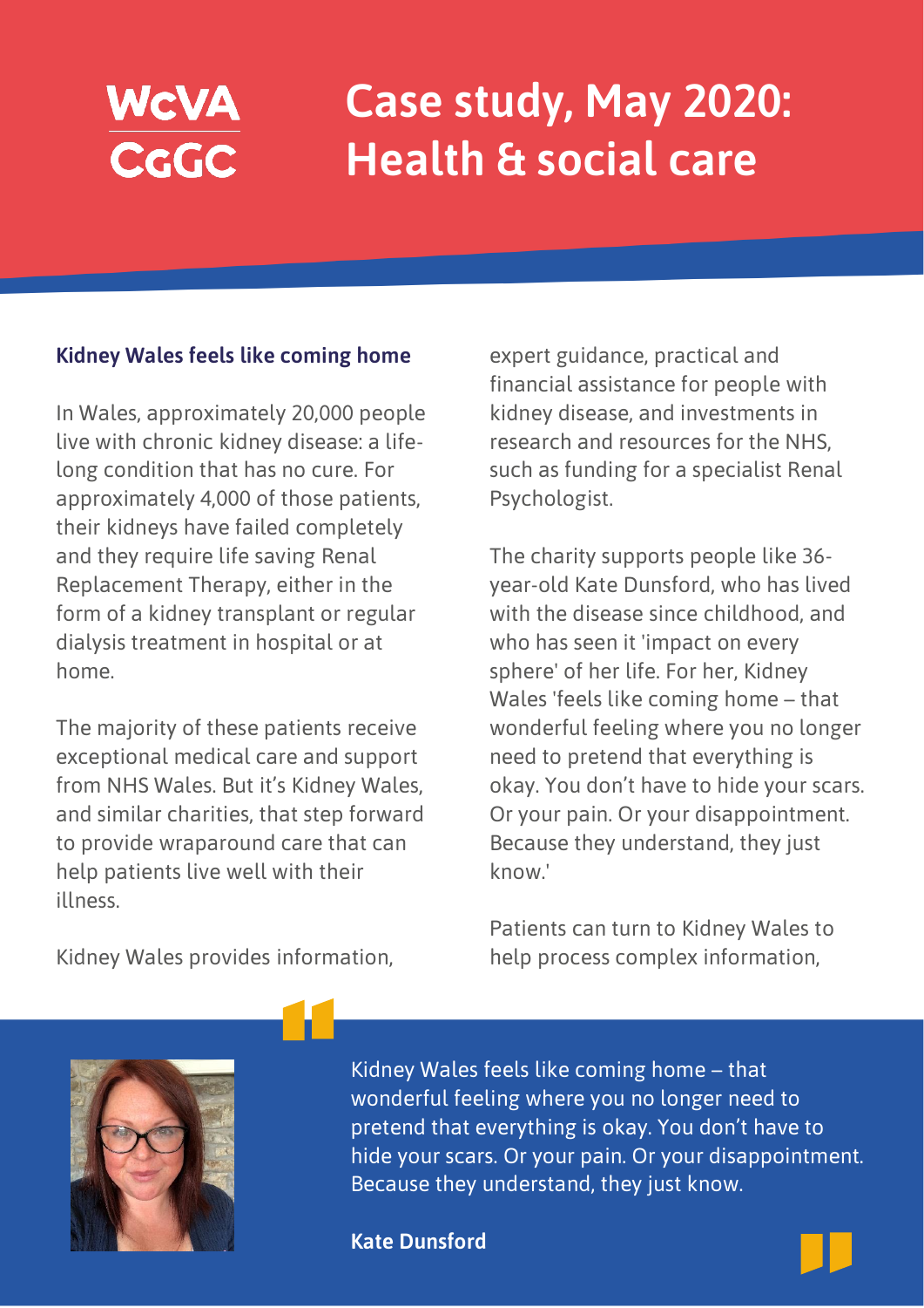WcVA
CGGC

# Case study, May 2020: Health & social care

### Kidney Wales feels like coming home

In Wales, approximately 20,000 people live with chronic kidney disease: a life-long condition that has no cure. For approximately 4,000 of those patients, their kidneys have failed completely and they require life saving Renal Replacement Therapy, either in the form of a kidney transplant or regular dialysis treatment in hospital or at home.

The majority of these patients receive exceptional medical care and support from NHS Wales. But it's Kidney Wales, and similar charities, that step forward to provide wraparound care that can help patients live well with their illness.

Kidney Wales provides information, expert guidance, practical and financial assistance for people with kidney disease, and investments in research and resources for the NHS, such as funding for a specialist Renal Psychologist.

The charity supports people like 36-year-old Kate Dunsford, who has lived with the disease since childhood, and who has seen it 'impact on every sphere' of her life. For her, Kidney Wales 'feels like coming home – that wonderful feeling where you no longer need to pretend that everything is okay. You don't have to hide your scars. Or your pain. Or your disappointment. Because they understand, they just know.'

Patients can turn to Kidney Wales to help process complex information,

> Kidney Wales feels like coming home – that wonderful feeling where you no longer need to pretend that everything is okay. You don't have to hide your scars. Or your pain. Or your disappointment. Because they understand, they just know.
>
> **Kate Dunsford**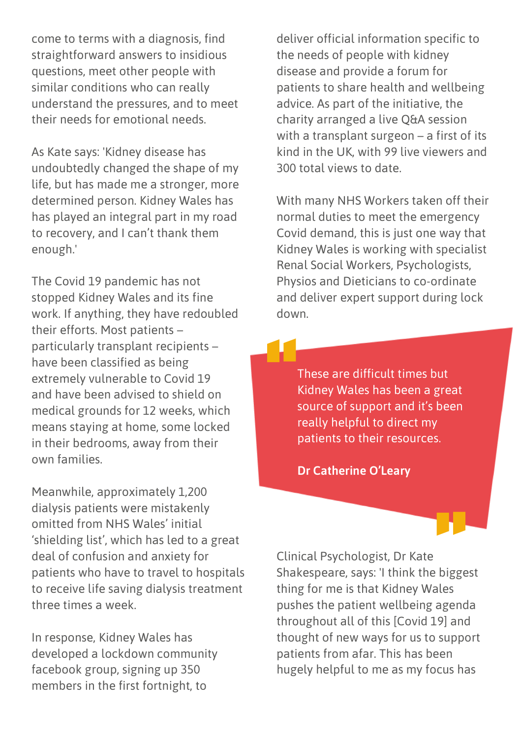come to terms with a diagnosis, find straightforward answers to insidious questions, meet other people with similar conditions who can really understand the pressures, and to meet their needs for emotional needs.

As Kate says: 'Kidney disease has undoubtedly changed the shape of my life, but has made me a stronger, more determined person. Kidney Wales has has played an integral part in my road to recovery, and I can't thank them enough.'

The Covid 19 pandemic has not stopped Kidney Wales and its fine work. If anything, they have redoubled their efforts. Most patients – particularly transplant recipients – have been classified as being extremely vulnerable to Covid 19 and have been advised to shield on medical grounds for 12 weeks, which means staying at home, some locked in their bedrooms, away from their own families.

Meanwhile, approximately 1,200 dialysis patients were mistakenly omitted from NHS Wales' initial 'shielding list', which has led to a great deal of confusion and anxiety for patients who have to travel to hospitals to receive life saving dialysis treatment three times a week.

In response, Kidney Wales has developed a lockdown community facebook group, signing up 350 members in the first fortnight, to deliver official information specific to the needs of people with kidney disease and provide a forum for patients to share health and wellbeing advice. As part of the initiative, the charity arranged a live Q&A session with a transplant surgeon – a first of its kind in the UK, with 99 live viewers and 300 total views to date.

With many NHS Workers taken off their normal duties to meet the emergency Covid demand, this is just one way that Kidney Wales is working with specialist Renal Social Workers, Psychologists, Physios and Dieticians to co-ordinate and deliver expert support during lock down.

> These are difficult times but Kidney Wales has been a great source of support and it's been really helpful to direct my patients to their resources.
>
> **Dr Catherine O'Leary**

Clinical Psychologist, Dr Kate Shakespeare, says: 'I think the biggest thing for me is that Kidney Wales pushes the patient wellbeing agenda throughout all of this [Covid 19] and thought of new ways for us to support patients from afar. This has been hugely helpful to me as my focus has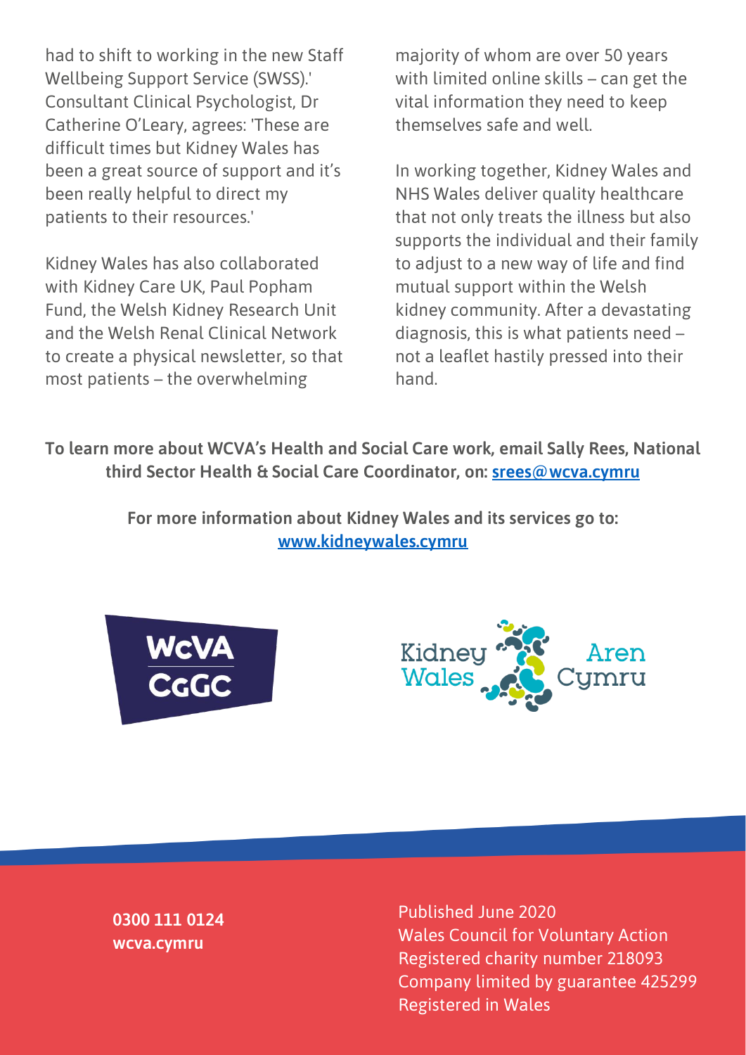had to shift to working in the new Staff Wellbeing Support Service (SWSS).' Consultant Clinical Psychologist, Dr Catherine O'Leary, agrees: 'These are difficult times but Kidney Wales has been a great source of support and it's been really helpful to direct my patients to their resources.'

Kidney Wales has also collaborated with Kidney Care UK, Paul Popham Fund, the Welsh Kidney Research Unit and the Welsh Renal Clinical Network to create a physical newsletter, so that most patients – the overwhelming majority of whom are over 50 years with limited online skills – can get the vital information they need to keep themselves safe and well.

In working together, Kidney Wales and NHS Wales deliver quality healthcare that not only treats the illness but also supports the individual and their family to adjust to a new way of life and find mutual support within the Welsh kidney community. After a devastating diagnosis, this is what patients need – not a leaflet hastily pressed into their hand.

**To learn more about WCVA's Health and Social Care work, email Sally Rees, National third Sector Health & Social Care Coordinator, on: srees@wcva.cymru**

**For more information about Kidney Wales and its services go to: www.kidneywales.cymru**

WCVA CGGC

Kidney Wales Aren Cymru

**0300 111 0124**
**wcva.cymru**

Published June 2020
Wales Council for Voluntary Action
Registered charity number 218093
Company limited by guarantee 425299
Registered in Wales